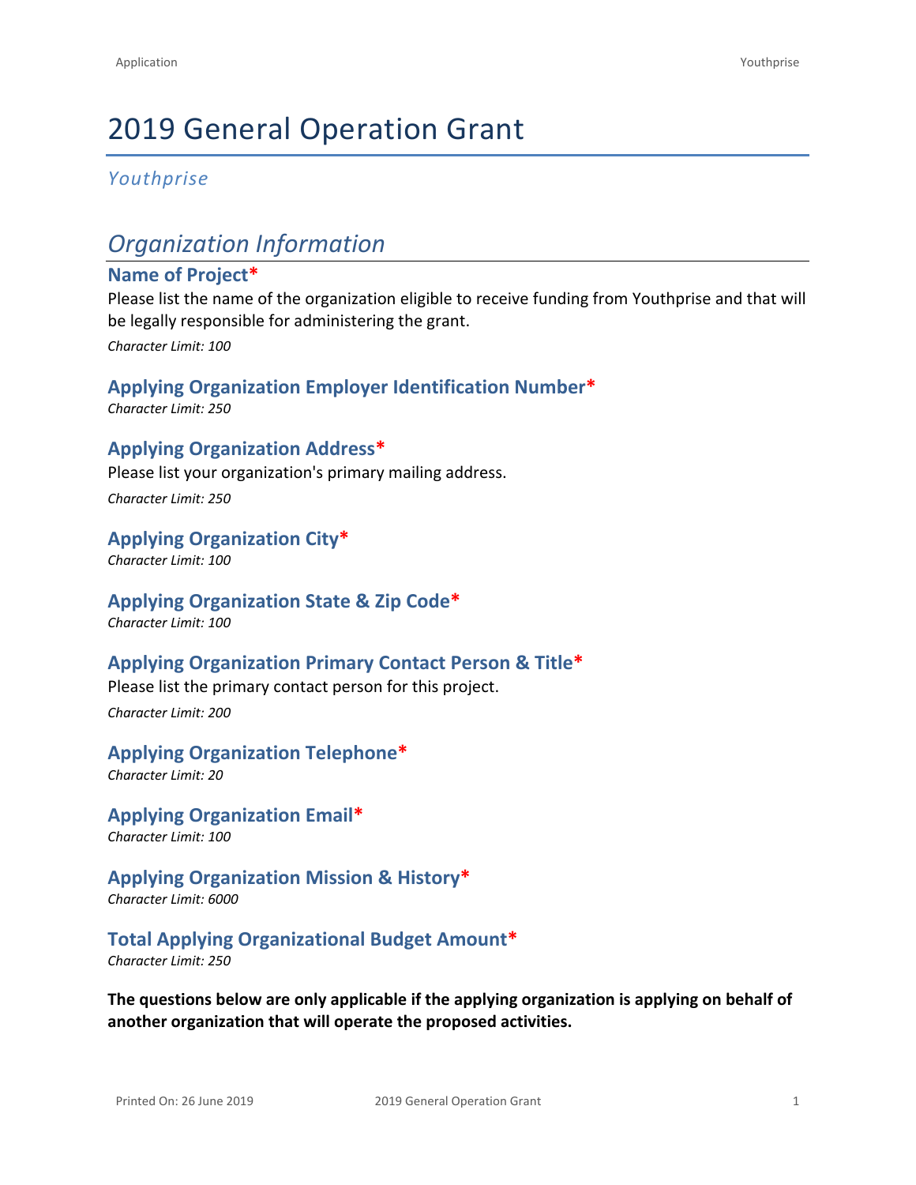# 2019 General Operation Grant

*Youthprise*

## *Organization Information*

### Name of Project*

Please list the name of the organization eligible to receive funding from Youthprise and that will be legally responsible for administering the grant.

*Character Limit: 100*

### Applying Organization Employer Identification Number*

*Character Limit: 250*

### Applying Organization Address*

Please list your organization's primary mailing address.

*Character Limit: 250*

### Applying Organization City*

*Character Limit: 100*

### Applying Organization State & Zip Code*

*Character Limit: 100*

### Applying Organization Primary Contact Person & Title*

Please list the primary contact person for this project.

*Character Limit: 200*

### Applying Organization Telephone*

*Character Limit: 20*

### Applying Organization Email*

*Character Limit: 100*

### Applying Organization Mission & History*

*Character Limit: 6000*

### Total Applying Organizational Budget Amount*

*Character Limit: 250*

**The questions below are only applicable if the applying organization is applying on behalf of another organization that will operate the proposed activities.**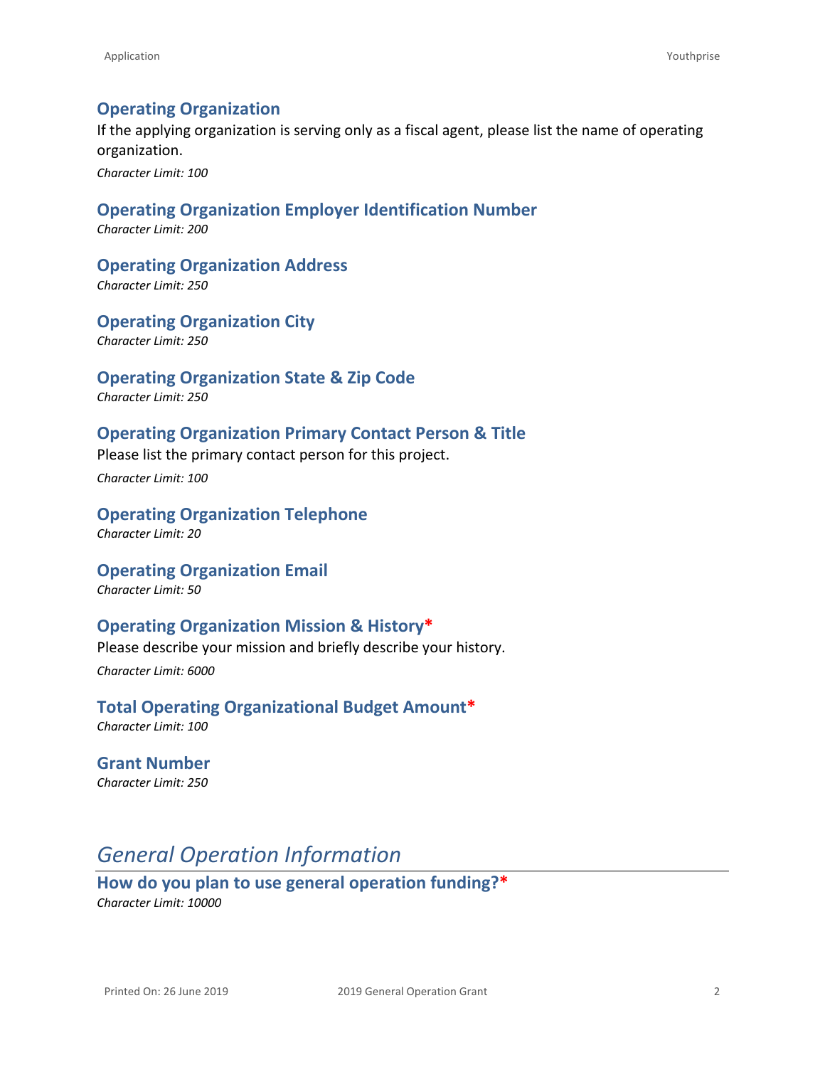### Operating Organization

If the applying organization is serving only as a fiscal agent, please list the name of operating organization.

*Character Limit: 100*

### Operating Organization Employer Identification Number

*Character Limit: 200*

### Operating Organization Address

*Character Limit: 250*

### Operating Organization City

*Character Limit: 250*

### Operating Organization State & Zip Code

*Character Limit: 250*

### Operating Organization Primary Contact Person & Title

Please list the primary contact person for this project.

*Character Limit: 100*

### Operating Organization Telephone

*Character Limit: 20*

### Operating Organization Email

*Character Limit: 50*

### Operating Organization Mission & History*

Please describe your mission and briefly describe your history.

*Character Limit: 6000*

### Total Operating Organizational Budget Amount*

*Character Limit: 100*

### Grant Number

*Character Limit: 250*

## *General Operation Information*

### How do you plan to use general operation funding?*

*Character Limit: 10000*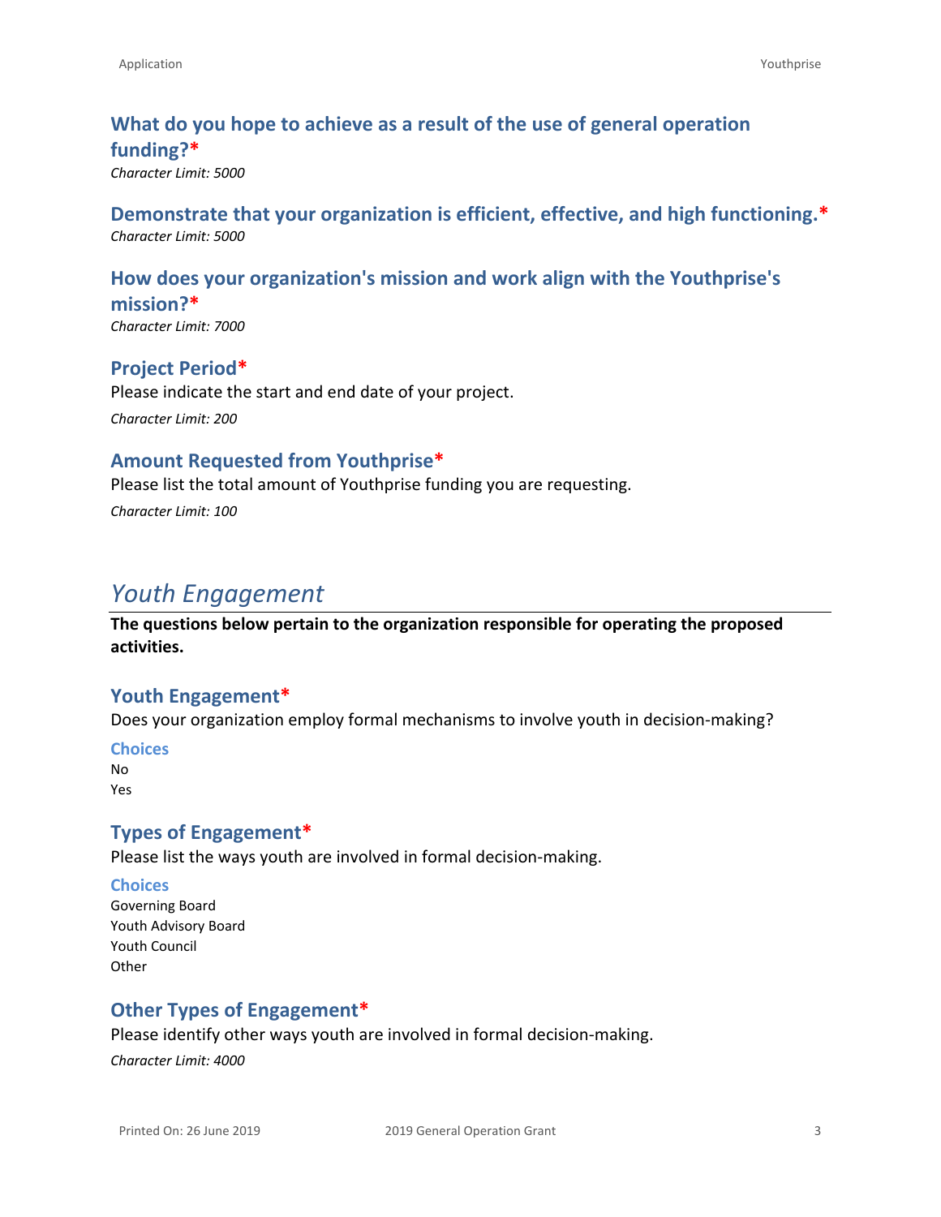### What do you hope to achieve as a result of the use of general operation funding?*

*Character Limit: 5000*

### Demonstrate that your organization is efficient, effective, and high functioning.*

*Character Limit: 5000*

### How does your organization's mission and work align with the Youthprise's mission?*

*Character Limit: 7000*

### Project Period*

Please indicate the start and end date of your project.

*Character Limit: 200*

### Amount Requested from Youthprise*

Please list the total amount of Youthprise funding you are requesting.

*Character Limit: 100*

## *Youth Engagement*

**The questions below pertain to the organization responsible for operating the proposed activities.**

### Youth Engagement*

Does your organization employ formal mechanisms to involve youth in decision-making?

#### Choices

No
Yes

### Types of Engagement*

Please list the ways youth are involved in formal decision-making.

#### Choices

Governing Board
Youth Advisory Board
Youth Council
Other

### Other Types of Engagement*

Please identify other ways youth are involved in formal decision-making.

*Character Limit: 4000*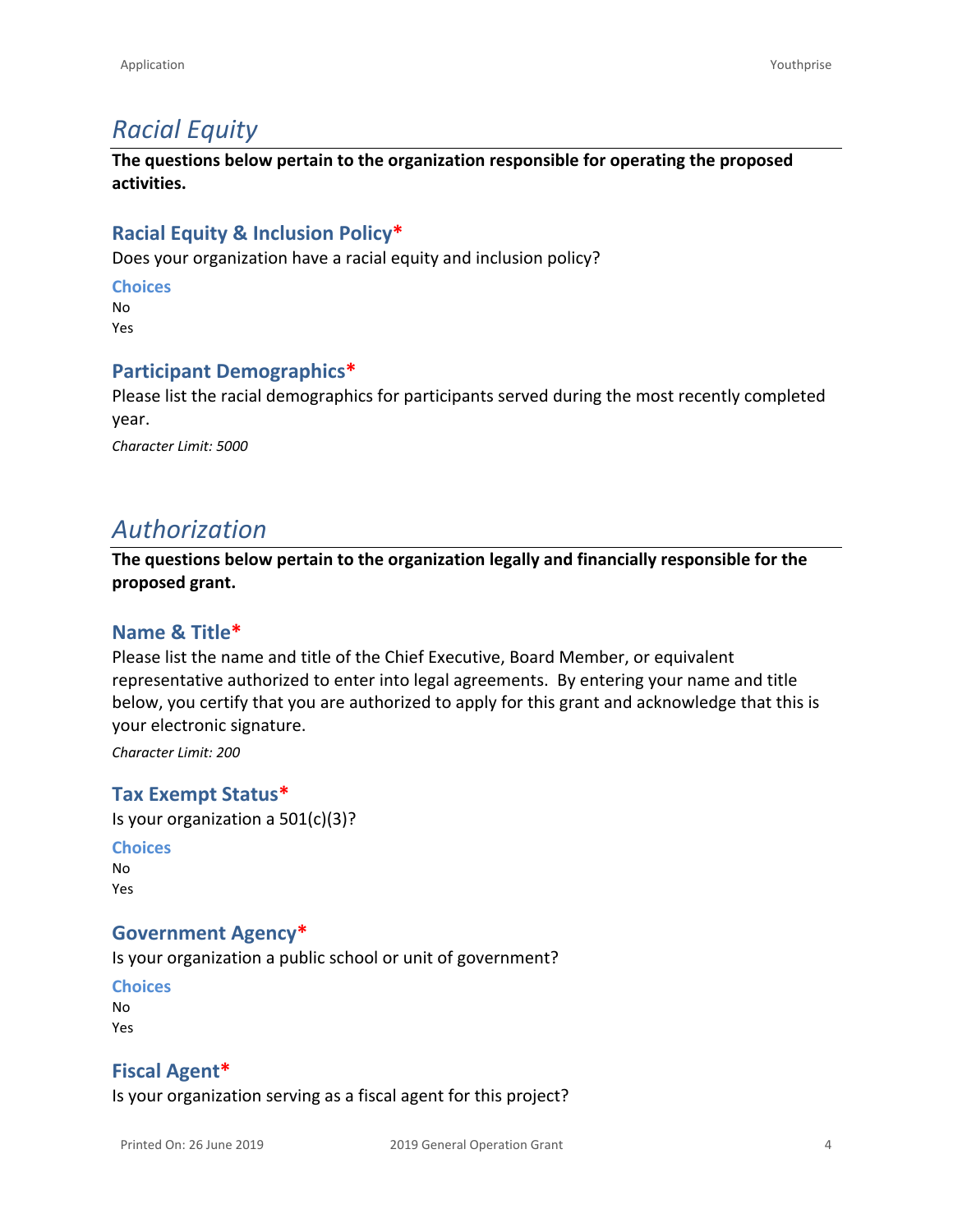## Racial Equity

**The questions below pertain to the organization responsible for operating the proposed activities.**

### Racial Equity & Inclusion Policy*

Does your organization have a racial equity and inclusion policy?

**Choices**

No
Yes

### Participant Demographics*

Please list the racial demographics for participants served during the most recently completed year.

*Character Limit: 5000*

## Authorization

**The questions below pertain to the organization legally and financially responsible for the proposed grant.**

### Name & Title*

Please list the name and title of the Chief Executive, Board Member, or equivalent representative authorized to enter into legal agreements. By entering your name and title below, you certify that you are authorized to apply for this grant and acknowledge that this is your electronic signature.

*Character Limit: 200*

### Tax Exempt Status*

Is your organization a 501(c)(3)?

**Choices**

No
Yes

### Government Agency*

Is your organization a public school or unit of government?

**Choices**

No
Yes

### Fiscal Agent*

Is your organization serving as a fiscal agent for this project?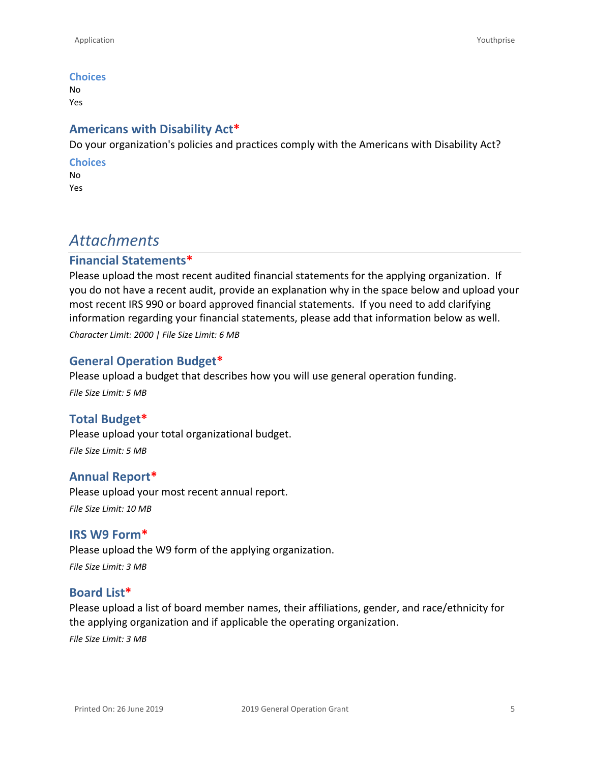### Choices

No
Yes

### Americans with Disability Act*

Do your organization's policies and practices comply with the Americans with Disability Act?

### Choices

No
Yes

## *Attachments*

### Financial Statements*

Please upload the most recent audited financial statements for the applying organization. If you do not have a recent audit, provide an explanation why in the space below and upload your most recent IRS 990 or board approved financial statements. If you need to add clarifying information regarding your financial statements, please add that information below as well.

*Character Limit: 2000 | File Size Limit: 6 MB*

### General Operation Budget*

Please upload a budget that describes how you will use general operation funding.

*File Size Limit: 5 MB*

### Total Budget*

Please upload your total organizational budget.

*File Size Limit: 5 MB*

### Annual Report*

Please upload your most recent annual report.

*File Size Limit: 10 MB*

### IRS W9 Form*

Please upload the W9 form of the applying organization.

*File Size Limit: 3 MB*

### Board List*

Please upload a list of board member names, their affiliations, gender, and race/ethnicity for the applying organization and if applicable the operating organization.

*File Size Limit: 3 MB*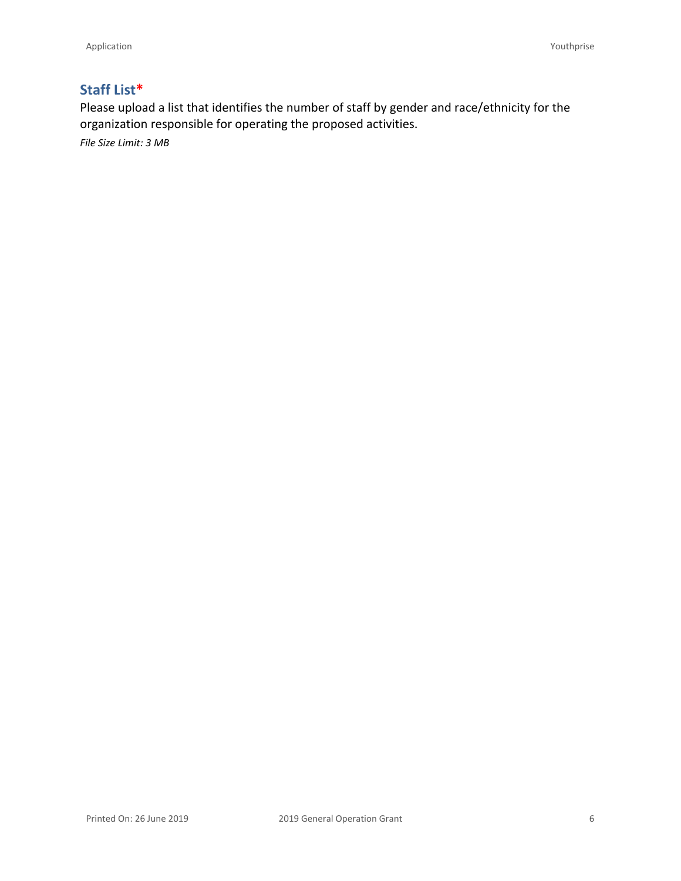## Staff List*

Please upload a list that identifies the number of staff by gender and race/ethnicity for the organization responsible for operating the proposed activities.

*File Size Limit: 3 MB*